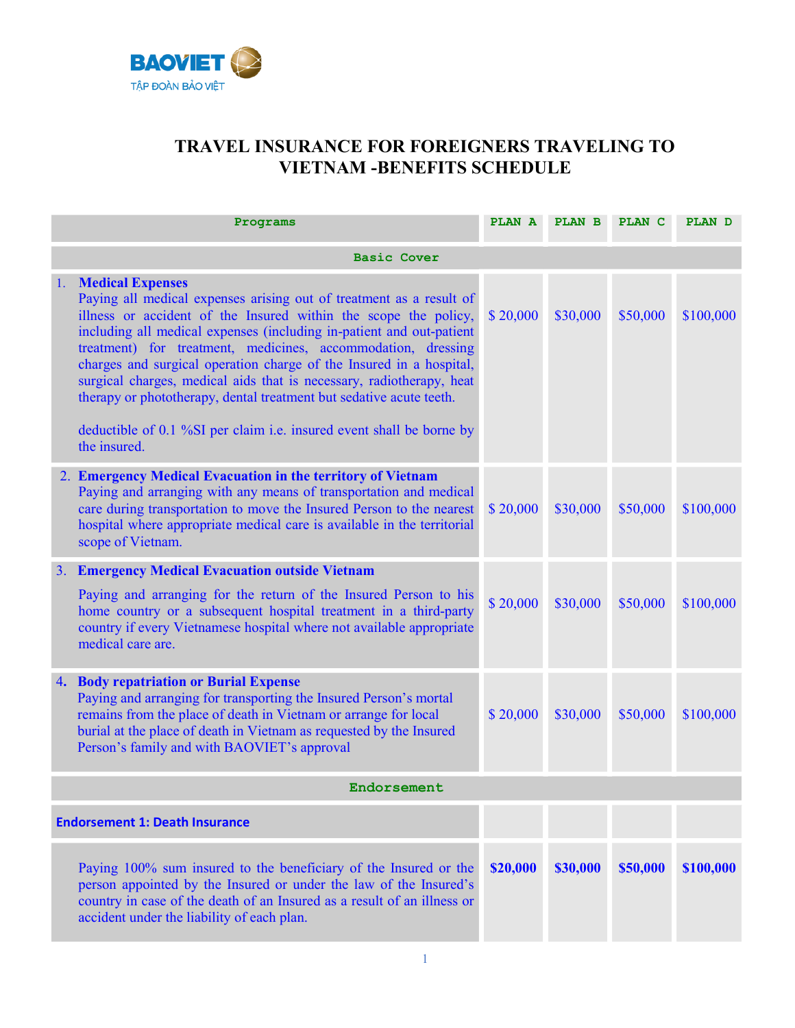# TRAVEL INSURANCE FOR FOREIGNERS TRAVELING TO VIETNAM -BENEFITS SCHEDULE

| Programs | PLAN A | PLAN B | PLAN C | PLAN D |
|---|---|---|---|---|
| **Basic Cover** | | | | |
| 1. **Medical Expenses** Paying all medical expenses arising out of treatment as a result of illness or accident of the Insured within the scope the policy, including all medical expenses (including in-patient and out-patient treatment) for treatment, medicines, accommodation, dressing charges and surgical operation charge of the Insured in a hospital, surgical charges, medical aids that is necessary, radiotherapy, heat therapy or phototherapy, dental treatment but sedative acute teeth. <br><br> deductible of 0.1 %SI per claim i.e. insured event shall be borne by the insured. | $ 20,000 | $30,000 | $50,000 | $100,000 |
| 2. **Emergency Medical Evacuation in the territory of Vietnam** Paying and arranging with any means of transportation and medical care during transportation to move the Insured Person to the nearest hospital where appropriate medical care is available in the territorial scope of Vietnam. | $ 20,000 | $30,000 | $50,000 | $100,000 |
| 3. **Emergency Medical Evacuation outside Vietnam** <br><br> Paying and arranging for the return of the Insured Person to his home country or a subsequent hospital treatment in a third-party country if every Vietnamese hospital where not available appropriate medical care are. | $ 20,000 | $30,000 | $50,000 | $100,000 |
| 4. **Body repatriation or Burial Expense** Paying and arranging for transporting the Insured Person's mortal remains from the place of death in Vietnam or arrange for local burial at the place of death in Vietnam as requested by the Insured Person's family and with BAOVIET's approval | $ 20,000 | $30,000 | $50,000 | $100,000 |
| **Endorsement** | | | | |
| **Endorsement 1: Death Insurance** | | | | |
| Paying 100% sum insured to the beneficiary of the Insured or the person appointed by the Insured or under the law of the Insured's country in case of the death of an Insured as a result of an illness or accident under the liability of each plan. | **$20,000** | **$30,000** | **$50,000** | **$100,000** |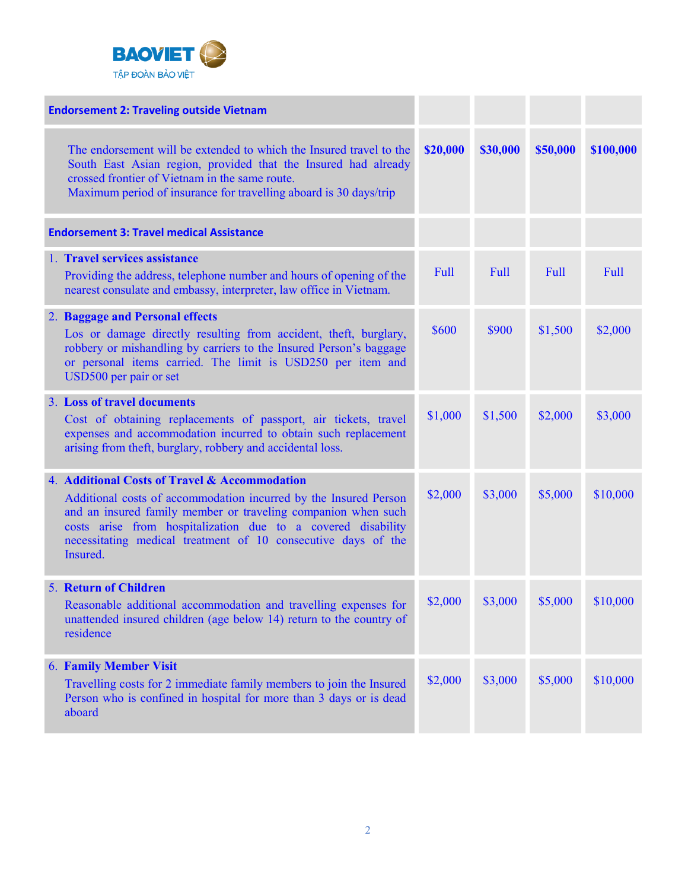| Endorsement 2: Traveling outside Vietnam | | | | |
|---|---|---|---|---|
| The endorsement will be extended to which the Insured travel to the South East Asian region, provided that the Insured had already crossed frontier of Vietnam in the same route.<br>Maximum period of insurance for travelling aboard is 30 days/trip | **$20,000** | **$30,000** | **$50,000** | **$100,000** |
| **Endorsement 3: Travel medical Assistance** | | | | |
| 1. **Travel services assistance**<br>Providing the address, telephone number and hours of opening of the nearest consulate and embassy, interpreter, law office in Vietnam. | Full | Full | Full | Full |
| 2. **Baggage and Personal effects**<br>Los or damage directly resulting from accident, theft, burglary, robbery or mishandling by carriers to the Insured Person's baggage or personal items carried. The limit is USD250 per item and USD500 per pair or set | $600 | $900 | $1,500 | $2,000 |
| 3. **Loss of travel documents**<br>Cost of obtaining replacements of passport, air tickets, travel expenses and accommodation incurred to obtain such replacement arising from theft, burglary, robbery and accidental loss. | $1,000 | $1,500 | $2,000 | $3,000 |
| 4. **Additional Costs of Travel & Accommodation**<br>Additional costs of accommodation incurred by the Insured Person and an insured family member or traveling companion when such costs arise from hospitalization due to a covered disability necessitating medical treatment of 10 consecutive days of the Insured. | $2,000 | $3,000 | $5,000 | $10,000 |
| 5. **Return of Children**<br>Reasonable additional accommodation and travelling expenses for unattended insured children (age below 14) return to the country of residence | $2,000 | $3,000 | $5,000 | $10,000 |
| 6. **Family Member Visit**<br>Travelling costs for 2 immediate family members to join the Insured Person who is confined in hospital for more than 3 days or is dead aboard | $2,000 | $3,000 | $5,000 | $10,000 |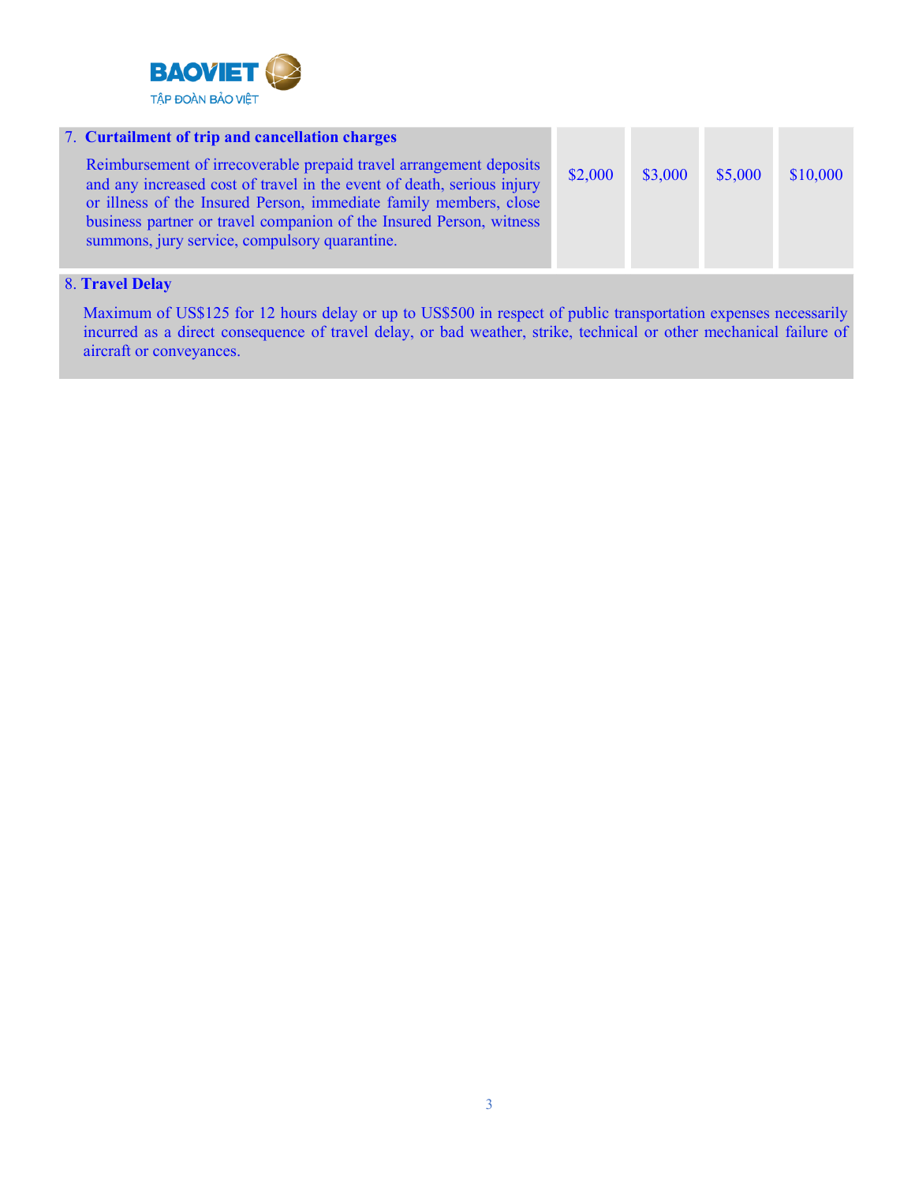| | | | | |
|---|---|---|---|---|
| 7. **Curtailment of trip and cancellation charges**<br><br>Reimbursement of irrecoverable prepaid travel arrangement deposits and any increased cost of travel in the event of death, serious injury or illness of the Insured Person, immediate family members, close business partner or travel companion of the Insured Person, witness summons, jury service, compulsory quarantine. | $2,000 | $3,000 | $5,000 | $10,000 |

8. **Travel Delay**

Maximum of US$125 for 12 hours delay or up to US$500 in respect of public transportation expenses necessarily incurred as a direct consequence of travel delay, or bad weather, strike, technical or other mechanical failure of aircraft or conveyances.